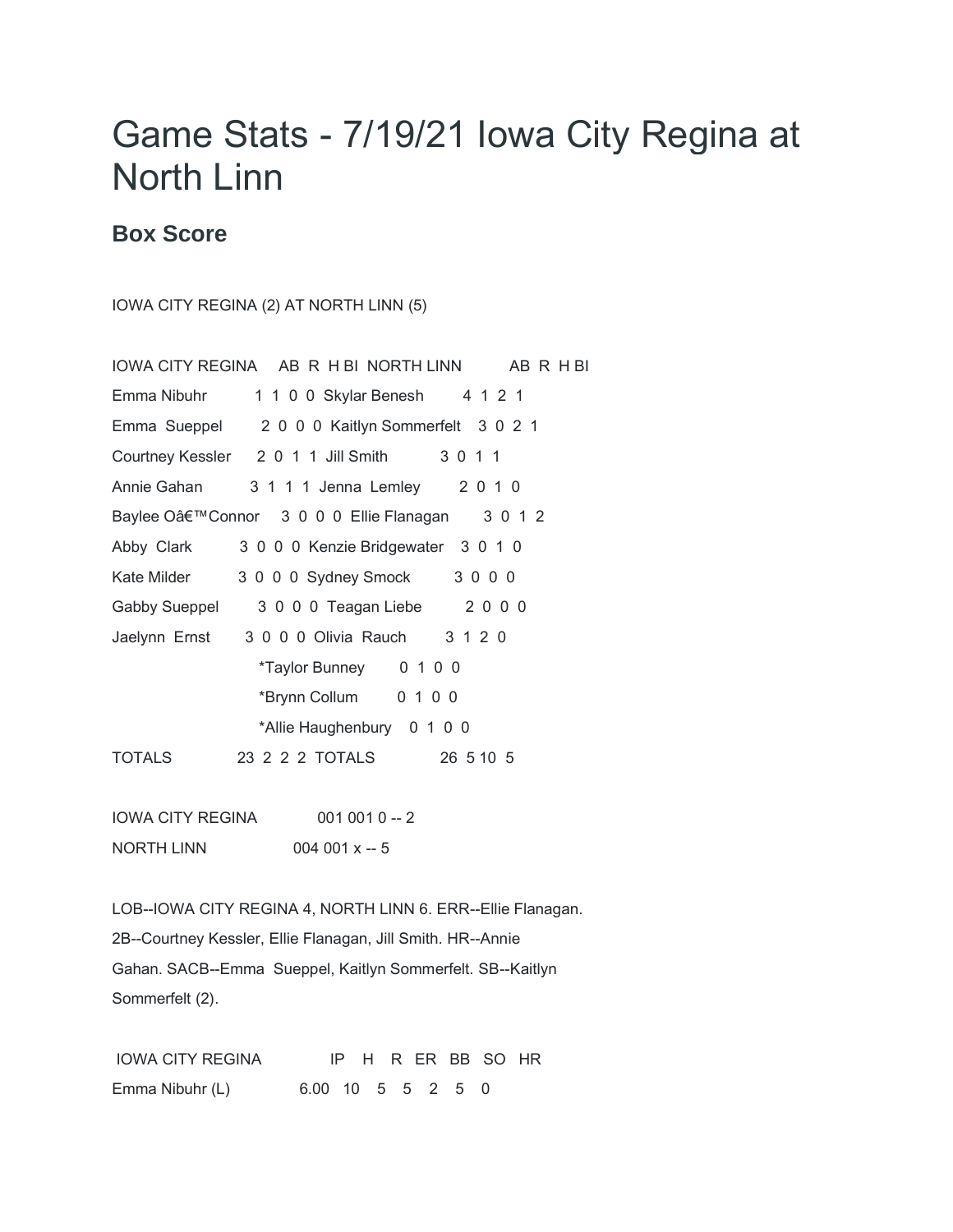# Game Stats - 7/19/21 Iowa City Regina at North Linn

## Box Score

IOWA CITY REGINA (2) AT NORTH LINN (5)

| IOWA CITY REGINA | AB | R | H | BI | NORTH LINN | AB | R | H | BI |
|---|---|---|---|---|---|---|---|---|---|
| Emma Nibuhr | 1 | 1 | 0 | 0 | Skylar Benesh | 4 | 1 | 2 | 1 |
| Emma  Sueppel | 2 | 0 | 0 | 0 | Kaitlyn Sommerfelt | 3 | 0 | 2 | 1 |
| Courtney Kessler | 2 | 0 | 1 | 1 | Jill Smith | 3 | 0 | 1 | 1 |
| Annie Gahan | 3 | 1 | 1 | 1 | Jenna  Lemley | 2 | 0 | 1 | 0 |
| Baylee Oâ€™Connor | 3 | 0 | 0 | 0 | Ellie Flanagan | 3 | 0 | 1 | 2 |
| Abby  Clark | 3 | 0 | 0 | 0 | Kenzie Bridgewater | 3 | 0 | 1 | 0 |
| Kate Milder | 3 | 0 | 0 | 0 | Sydney Smock | 3 | 0 | 0 | 0 |
| Gabby Sueppel | 3 | 0 | 0 | 0 | Teagan Liebe | 2 | 0 | 0 | 0 |
| Jaelynn  Ernst | 3 | 0 | 0 | 0 | Olivia  Rauch | 3 | 1 | 2 | 0 |
| | | | | | *Taylor Bunney | 0 | 1 | 0 | 0 |
| | | | | | *Brynn Collum | 0 | 1 | 0 | 0 |
| | | | | | *Allie Haughenbury | 0 | 1 | 0 | 0 |
| TOTALS | 23 | 2 | 2 | 2 | TOTALS | 26 | 5 | 10 | 5 |

| | |
|---|---|
| IOWA CITY REGINA | 001 001 0 -- 2 |
| NORTH LINN | 004 001 x -- 5 |

LOB--IOWA CITY REGINA 4, NORTH LINN 6. ERR--Ellie Flanagan. 2B--Courtney Kessler, Ellie Flanagan, Jill Smith. HR--Annie Gahan. SACB--Emma  Sueppel, Kaitlyn Sommerfelt. SB--Kaitlyn Sommerfelt (2).

| IOWA CITY REGINA | IP | H | R | ER | BB | SO | HR |
|---|---|---|---|---|---|---|---|
| Emma Nibuhr (L) | 6.00 | 10 | 5 | 5 | 2 | 5 | 0 |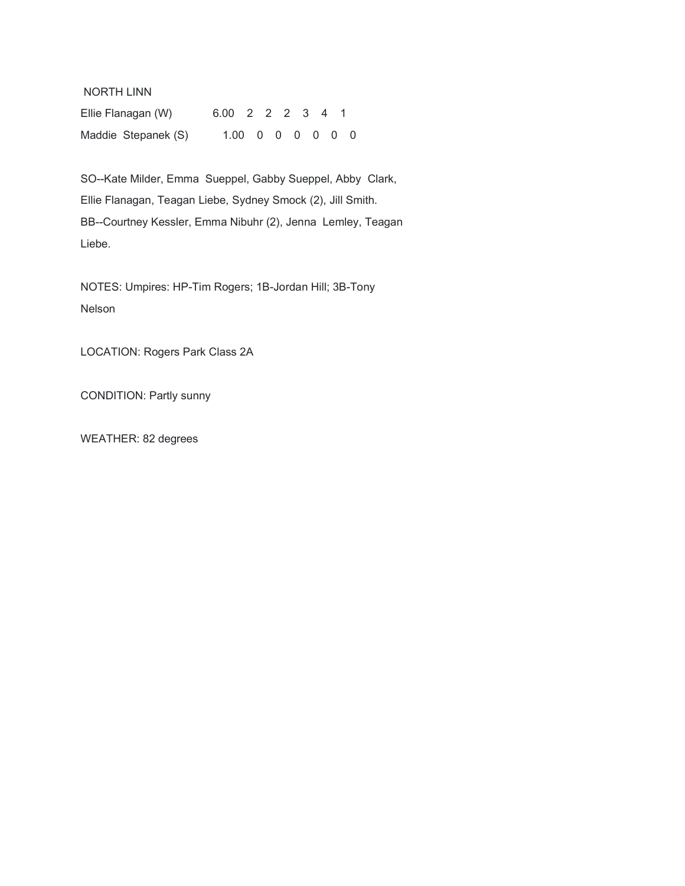NORTH LINN

| | | | | | | | |
|---|---|---|---|---|---|---|---|
| Ellie Flanagan (W) | 6.00 | 2 | 2 | 2 | 3 | 4 | 1 |
| Maddie Stepanek (S) | 1.00 | 0 | 0 | 0 | 0 | 0 | 0 |

SO--Kate Milder, Emma Sueppel, Gabby Sueppel, Abby Clark, Ellie Flanagan, Teagan Liebe, Sydney Smock (2), Jill Smith.
BB--Courtney Kessler, Emma Nibuhr (2), Jenna Lemley, Teagan Liebe.

NOTES: Umpires: HP-Tim Rogers; 1B-Jordan Hill; 3B-Tony Nelson

LOCATION: Rogers Park Class 2A

CONDITION: Partly sunny

WEATHER: 82 degrees